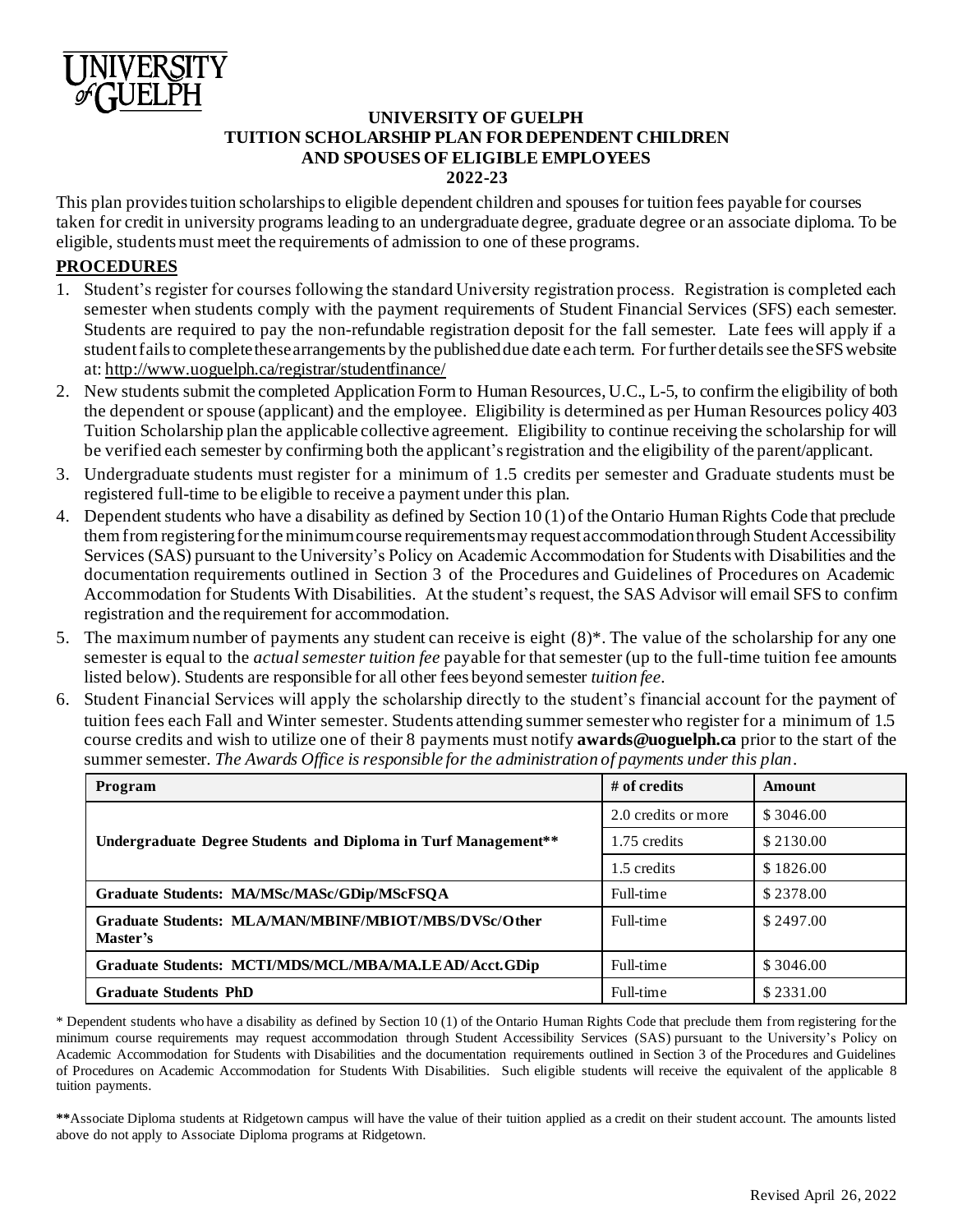# UNIVERSITY OF GUELPH
## TUITION SCHOLARSHIP PLAN FOR DEPENDENT CHILDREN AND SPOUSES OF ELIGIBLE EMPLOYEES
## 2022-23

This plan provides tuition scholarships to eligible dependent children and spouses for tuition fees payable for courses taken for credit in university programs leading to an undergraduate degree, graduate degree or an associate diploma. To be eligible, students must meet the requirements of admission to one of these programs.

## PROCEDURES

1. Student's register for courses following the standard University registration process. Registration is completed each semester when students comply with the payment requirements of Student Financial Services (SFS) each semester. Students are required to pay the non-refundable registration deposit for the fall semester. Late fees will apply if a student fails to complete these arrangements by the published due date each term. For further details see the SFS website at: http://www.uoguelph.ca/registrar/studentfinance/
2. New students submit the completed Application Form to Human Resources, U.C., L-5, to confirm the eligibility of both the dependent or spouse (applicant) and the employee. Eligibility is determined as per Human Resources policy 403 Tuition Scholarship plan the applicable collective agreement. Eligibility to continue receiving the scholarship for will be verified each semester by confirming both the applicant's registration and the eligibility of the parent/applicant.
3. Undergraduate students must register for a minimum of 1.5 credits per semester and Graduate students must be registered full-time to be eligible to receive a payment under this plan.
4. Dependent students who have a disability as defined by Section 10 (1) of the Ontario Human Rights Code that preclude them from registering for the minimum course requirements may request accommodation through Student Accessibility Services (SAS) pursuant to the University's Policy on Academic Accommodation for Students with Disabilities and the documentation requirements outlined in Section 3 of the Procedures and Guidelines of Procedures on Academic Accommodation for Students With Disabilities. At the student's request, the SAS Advisor will email SFS to confirm registration and the requirement for accommodation.
5. The maximum number of payments any student can receive is eight (8)*. The value of the scholarship for any one semester is equal to the *actual semester tuition fee* payable for that semester (up to the full-time tuition fee amounts listed below). Students are responsible for all other fees beyond semester *tuition fee*.
6. Student Financial Services will apply the scholarship directly to the student's financial account for the payment of tuition fees each Fall and Winter semester. Students attending summer semester who register for a minimum of 1.5 course credits and wish to utilize one of their 8 payments must notify **awards@uoguelph.ca** prior to the start of the summer semester. *The Awards Office is responsible for the administration of payments under this plan*.

| Program | # of credits | Amount |
|---|---|---|
| **Undergraduate Degree Students and Diploma in Turf Management\*\*** | 2.0 credits or more | $ 3046.00 |
| | 1.75 credits | $ 2130.00 |
| | 1.5 credits | $ 1826.00 |
| **Graduate Students: MA/MSc/MASc/GDip/MScFSQA** | Full-time | $ 2378.00 |
| **Graduate Students: MLA/MAN/MBINF/MBIOT/MBS/DVSc/Other Master's** | Full-time | $ 2497.00 |
| **Graduate Students: MCTI/MDS/MCL/MBA/MA.LEAD/Acct.GDip** | Full-time | $ 3046.00 |
| **Graduate Students PhD** | Full-time | $ 2331.00 |

\* Dependent students who have a disability as defined by Section 10 (1) of the Ontario Human Rights Code that preclude them from registering for the minimum course requirements may request accommodation through Student Accessibility Services (SAS) pursuant to the University's Policy on Academic Accommodation for Students with Disabilities and the documentation requirements outlined in Section 3 of the Procedures and Guidelines of Procedures on Academic Accommodation for Students With Disabilities. Such eligible students will receive the equivalent of the applicable 8 tuition payments.

**\*\***Associate Diploma students at Ridgetown campus will have the value of their tuition applied as a credit on their student account. The amounts listed above do not apply to Associate Diploma programs at Ridgetown.

Revised April 26, 2022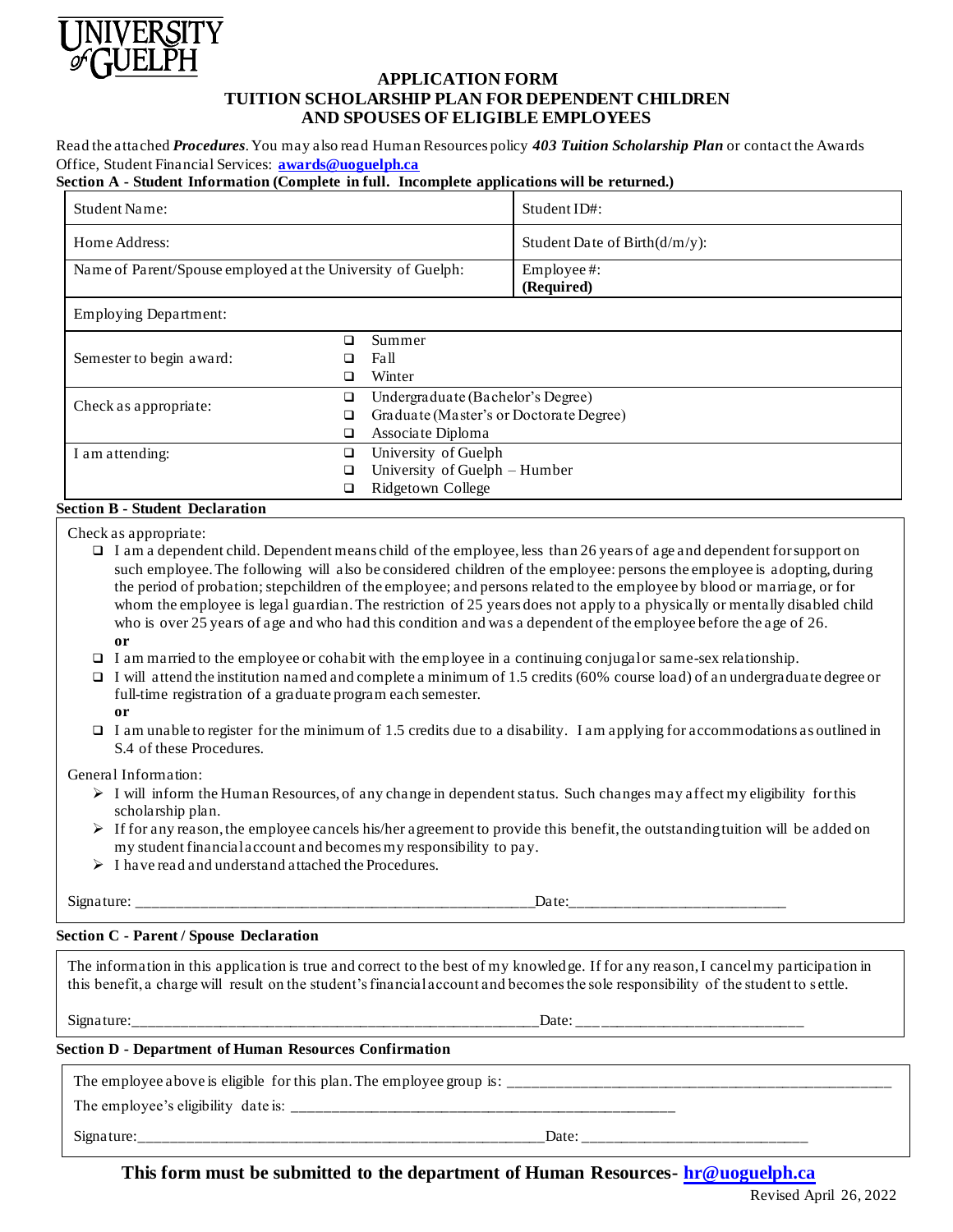UNIVERSITY of GUELPH

## APPLICATION FORM
## TUITION SCHOLARSHIP PLAN FOR DEPENDENT CHILDREN AND SPOUSES OF ELIGIBLE EMPLOYEES

Read the attached ***Procedures***. You may also read Human Resources policy ***403 Tuition Scholarship Plan*** or contact the Awards Office, Student Financial Services: **awards@uoguelph.ca**

**Section A - Student Information (Complete in full. Incomplete applications will be returned.)**

| | |
|---|---|
| Student Name: | Student ID#: |
| Home Address: | Student Date of Birth(d/m/y): |
| Name of Parent/Spouse employed at the University of Guelph: | Employee #: **(Required)** |
| Employing Department: | |
| Semester to begin award: | ❑ Summer<br>❑ Fall<br>❑ Winter |
| Check as appropriate: | ❑ Undergraduate (Bachelor's Degree)<br>❑ Graduate (Master's or Doctorate Degree)<br>❑ Associate Diploma |
| I am attending: | ❑ University of Guelph<br>❑ University of Guelph – Humber<br>❑ Ridgetown College |

**Section B - Student Declaration**

Check as appropriate:

- ❑ I am a dependent child. Dependent means child of the employee, less than 26 years of age and dependent for support on such employee. The following will also be considered children of the employee: persons the employee is adopting, during the period of probation; stepchildren of the employee; and persons related to the employee by blood or marriage, or for whom the employee is legal guardian. The restriction of 25 years does not apply to a physically or mentally disabled child who is over 25 years of age and who had this condition and was a dependent of the employee before the age of 26.
  **or**
- ❑ I am married to the employee or cohabit with the employee in a continuing conjugal or same-sex relationship.
- ❑ I will attend the institution named and complete a minimum of 1.5 credits (60% course load) of an undergraduate degree or full-time registration of a graduate program each semester.
  **or**
- ❑ I am unable to register for the minimum of 1.5 credits due to a disability. I am applying for accommodations as outlined in S.4 of these Procedures.

General Information:

- ➢ I will inform the Human Resources, of any change in dependent status. Such changes may affect my eligibility for this scholarship plan.
- ➢ If for any reason, the employee cancels his/her agreement to provide this benefit, the outstanding tuition will be added on my student financial account and becomes my responsibility to pay.
- ➢ I have read and understand attached the Procedures.

Signature: ______________________________________________ Date: ___________________________

**Section C - Parent / Spouse Declaration**

The information in this application is true and correct to the best of my knowledge. If for any reason, I cancel my participation in this benefit, a charge will result on the student's financial account and becomes the sole responsibility of the student to settle.

Signature: ______________________________________________ Date: ___________________________

**Section D - Department of Human Resources Confirmation**

The employee above is eligible for this plan. The employee group is: ______________________________________________

The employee's eligibility date is: ______________________________________________

Signature: ______________________________________________ Date: ___________________________

**This form must be submitted to the department of Human Resources- hr@uoguelph.ca**

Revised April 26, 2022